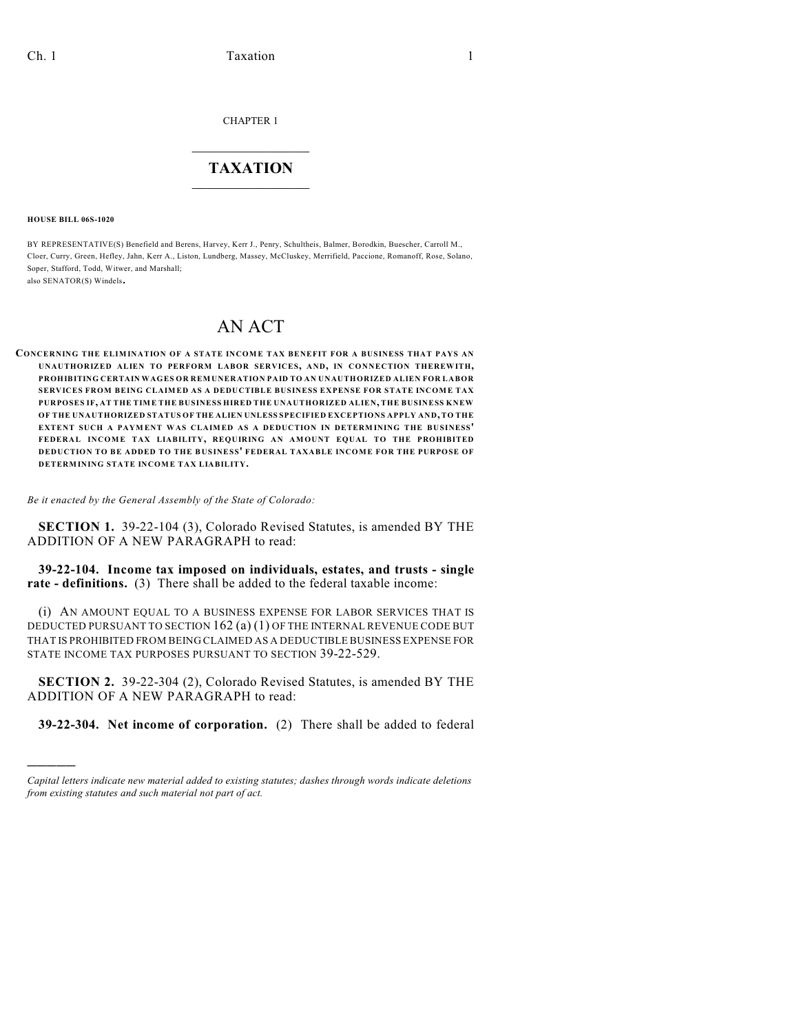CHAPTER 1

# TAXATION

**HOUSE BILL 06S-1020**

BY REPRESENTATIVE(S) Benefield and Berens, Harvey, Kerr J., Penry, Schultheis, Balmer, Borodkin, Buescher, Carroll M., Cloer, Curry, Green, Hefley, Jahn, Kerr A., Liston, Lundberg, Massey, McCluskey, Merrifield, Paccione, Romanoff, Rose, Solano, Soper, Stafford, Todd, Witwer, and Marshall;
also SENATOR(S) Windels.

# AN ACT

**CONCERNING THE ELIMINATION OF A STATE INCOME TAX BENEFIT FOR A BUSINESS THAT PAYS AN UNAUTHORIZED ALIEN TO PERFORM LABOR SERVICES, AND, IN CONNECTION THEREWITH, PROHIBITING CERTAIN WAGES OR REMUNERATION PAID TO AN UNAUTHORIZED ALIEN FOR LABOR SERVICES FROM BEING CLAIMED AS A DEDUCTIBLE BUSINESS EXPENSE FOR STATE INCOME TAX PURPOSES IF, AT THE TIME THE BUSINESS HIRED THE UNAUTHORIZED ALIEN, THE BUSINESS KNEW OF THE UNAUTHORIZED STATUS OF THE ALIEN UNLESS SPECIFIED EXCEPTIONS APPLY AND, TO THE EXTENT SUCH A PAYMENT WAS CLAIMED AS A DEDUCTION IN DETERMINING THE BUSINESS' FEDERAL INCOME TAX LIABILITY, REQUIRING AN AMOUNT EQUAL TO THE PROHIBITED DEDUCTION TO BE ADDED TO THE BUSINESS' FEDERAL TAXABLE INCOME FOR THE PURPOSE OF DETERMINING STATE INCOME TAX LIABILITY.**

*Be it enacted by the General Assembly of the State of Colorado:*

**SECTION 1.** 39-22-104 (3), Colorado Revised Statutes, is amended BY THE ADDITION OF A NEW PARAGRAPH to read:

**39-22-104. Income tax imposed on individuals, estates, and trusts - single rate - definitions.** (3) There shall be added to the federal taxable income:

(i) AN AMOUNT EQUAL TO A BUSINESS EXPENSE FOR LABOR SERVICES THAT IS DEDUCTED PURSUANT TO SECTION 162 (a) (1) OF THE INTERNAL REVENUE CODE BUT THAT IS PROHIBITED FROM BEING CLAIMED AS A DEDUCTIBLE BUSINESS EXPENSE FOR STATE INCOME TAX PURPOSES PURSUANT TO SECTION 39-22-529.

**SECTION 2.** 39-22-304 (2), Colorado Revised Statutes, is amended BY THE ADDITION OF A NEW PARAGRAPH to read:

**39-22-304. Net income of corporation.** (2) There shall be added to federal

---

*Capital letters indicate new material added to existing statutes; dashes through words indicate deletions from existing statutes and such material not part of act.*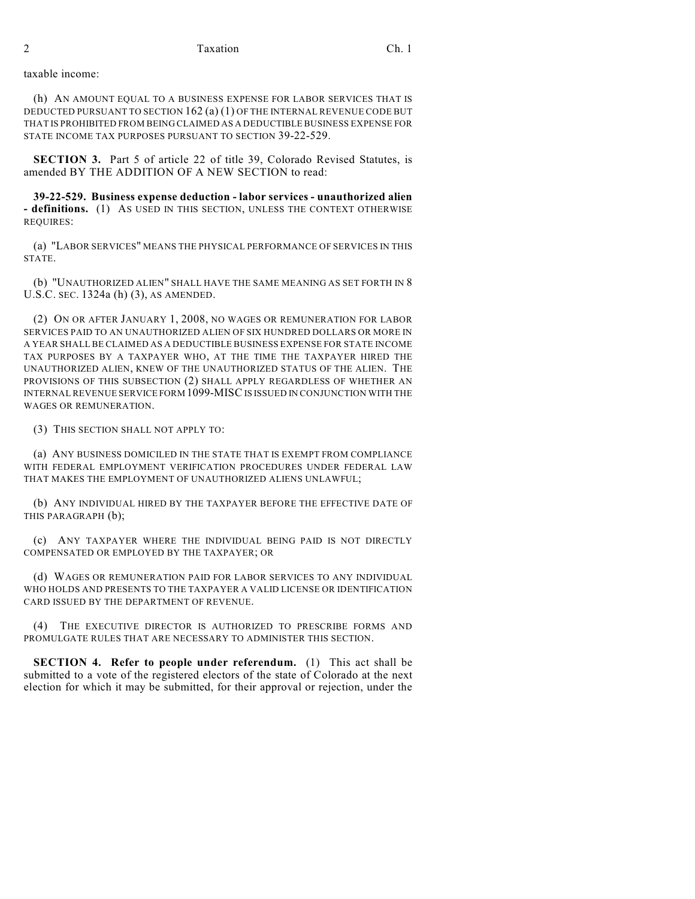taxable income:

(h) AN AMOUNT EQUAL TO A BUSINESS EXPENSE FOR LABOR SERVICES THAT IS DEDUCTED PURSUANT TO SECTION 162 (a) (1) OF THE INTERNAL REVENUE CODE BUT THAT IS PROHIBITED FROM BEING CLAIMED AS A DEDUCTIBLE BUSINESS EXPENSE FOR STATE INCOME TAX PURPOSES PURSUANT TO SECTION 39-22-529.

**SECTION 3.** Part 5 of article 22 of title 39, Colorado Revised Statutes, is amended BY THE ADDITION OF A NEW SECTION to read:

**39-22-529. Business expense deduction - labor services - unauthorized alien - definitions.** (1) AS USED IN THIS SECTION, UNLESS THE CONTEXT OTHERWISE REQUIRES:

(a) "LABOR SERVICES" MEANS THE PHYSICAL PERFORMANCE OF SERVICES IN THIS STATE.

(b) "UNAUTHORIZED ALIEN" SHALL HAVE THE SAME MEANING AS SET FORTH IN 8 U.S.C. SEC. 1324a (h) (3), AS AMENDED.

(2) ON OR AFTER JANUARY 1, 2008, NO WAGES OR REMUNERATION FOR LABOR SERVICES PAID TO AN UNAUTHORIZED ALIEN OF SIX HUNDRED DOLLARS OR MORE IN A YEAR SHALL BE CLAIMED AS A DEDUCTIBLE BUSINESS EXPENSE FOR STATE INCOME TAX PURPOSES BY A TAXPAYER WHO, AT THE TIME THE TAXPAYER HIRED THE UNAUTHORIZED ALIEN, KNEW OF THE UNAUTHORIZED STATUS OF THE ALIEN. THE PROVISIONS OF THIS SUBSECTION (2) SHALL APPLY REGARDLESS OF WHETHER AN INTERNAL REVENUE SERVICE FORM 1099-MISC IS ISSUED IN CONJUNCTION WITH THE WAGES OR REMUNERATION.

(3) THIS SECTION SHALL NOT APPLY TO:

(a) ANY BUSINESS DOMICILED IN THE STATE THAT IS EXEMPT FROM COMPLIANCE WITH FEDERAL EMPLOYMENT VERIFICATION PROCEDURES UNDER FEDERAL LAW THAT MAKES THE EMPLOYMENT OF UNAUTHORIZED ALIENS UNLAWFUL;

(b) ANY INDIVIDUAL HIRED BY THE TAXPAYER BEFORE THE EFFECTIVE DATE OF THIS PARAGRAPH (b);

(c) ANY TAXPAYER WHERE THE INDIVIDUAL BEING PAID IS NOT DIRECTLY COMPENSATED OR EMPLOYED BY THE TAXPAYER; OR

(d) WAGES OR REMUNERATION PAID FOR LABOR SERVICES TO ANY INDIVIDUAL WHO HOLDS AND PRESENTS TO THE TAXPAYER A VALID LICENSE OR IDENTIFICATION CARD ISSUED BY THE DEPARTMENT OF REVENUE.

(4) THE EXECUTIVE DIRECTOR IS AUTHORIZED TO PRESCRIBE FORMS AND PROMULGATE RULES THAT ARE NECESSARY TO ADMINISTER THIS SECTION.

**SECTION 4. Refer to people under referendum.** (1) This act shall be submitted to a vote of the registered electors of the state of Colorado at the next election for which it may be submitted, for their approval or rejection, under the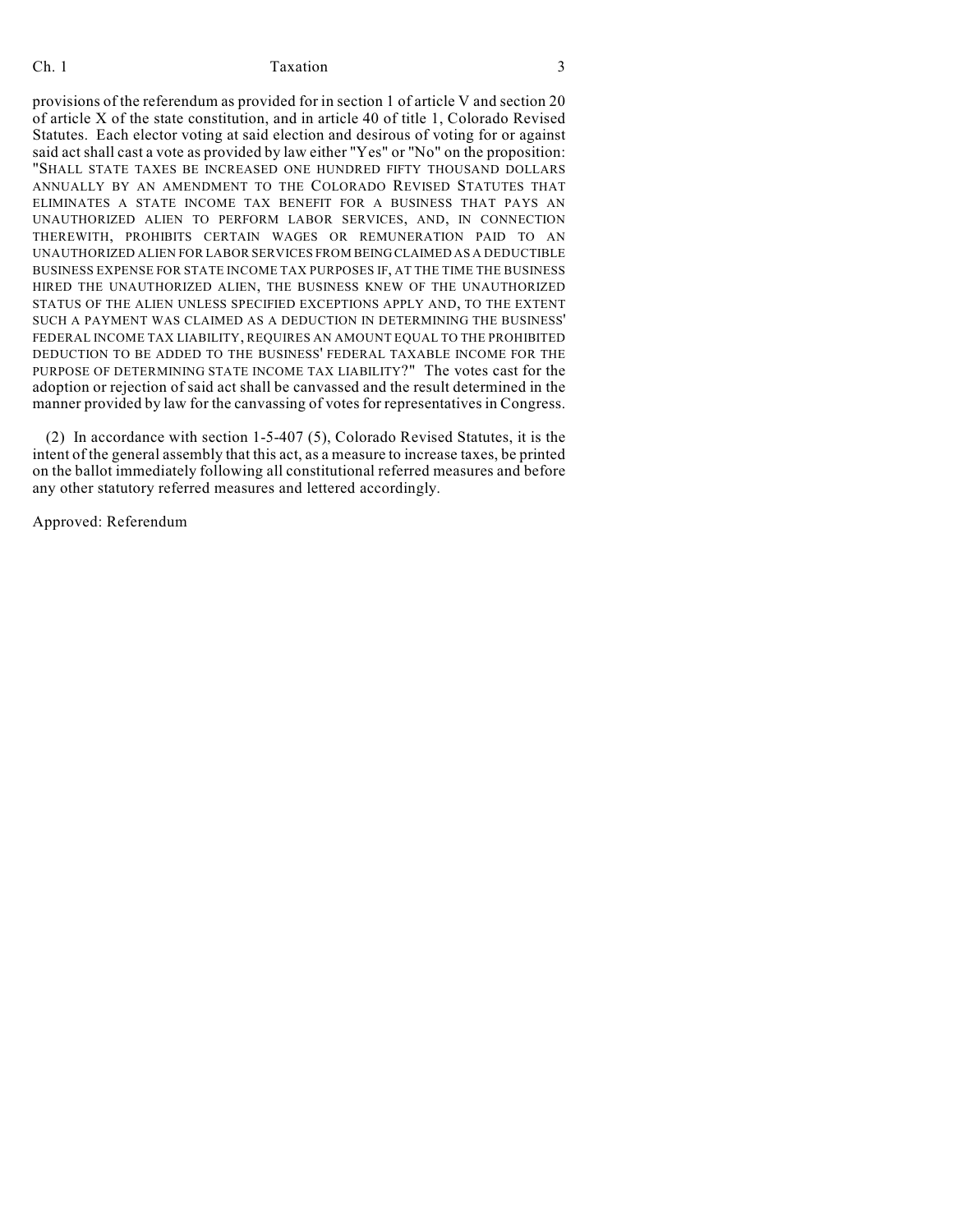provisions of the referendum as provided for in section 1 of article V and section 20 of article X of the state constitution, and in article 40 of title 1, Colorado Revised Statutes. Each elector voting at said election and desirous of voting for or against said act shall cast a vote as provided by law either "Yes" or "No" on the proposition: "SHALL STATE TAXES BE INCREASED ONE HUNDRED FIFTY THOUSAND DOLLARS ANNUALLY BY AN AMENDMENT TO THE COLORADO REVISED STATUTES THAT ELIMINATES A STATE INCOME TAX BENEFIT FOR A BUSINESS THAT PAYS AN UNAUTHORIZED ALIEN TO PERFORM LABOR SERVICES, AND, IN CONNECTION THEREWITH, PROHIBITS CERTAIN WAGES OR REMUNERATION PAID TO AN UNAUTHORIZED ALIEN FOR LABOR SERVICES FROM BEING CLAIMED AS A DEDUCTIBLE BUSINESS EXPENSE FOR STATE INCOME TAX PURPOSES IF, AT THE TIME THE BUSINESS HIRED THE UNAUTHORIZED ALIEN, THE BUSINESS KNEW OF THE UNAUTHORIZED STATUS OF THE ALIEN UNLESS SPECIFIED EXCEPTIONS APPLY AND, TO THE EXTENT SUCH A PAYMENT WAS CLAIMED AS A DEDUCTION IN DETERMINING THE BUSINESS' FEDERAL INCOME TAX LIABILITY, REQUIRES AN AMOUNT EQUAL TO THE PROHIBITED DEDUCTION TO BE ADDED TO THE BUSINESS' FEDERAL TAXABLE INCOME FOR THE PURPOSE OF DETERMINING STATE INCOME TAX LIABILITY?" The votes cast for the adoption or rejection of said act shall be canvassed and the result determined in the manner provided by law for the canvassing of votes for representatives in Congress.

(2) In accordance with section 1-5-407 (5), Colorado Revised Statutes, it is the intent of the general assembly that this act, as a measure to increase taxes, be printed on the ballot immediately following all constitutional referred measures and before any other statutory referred measures and lettered accordingly.

Approved: Referendum